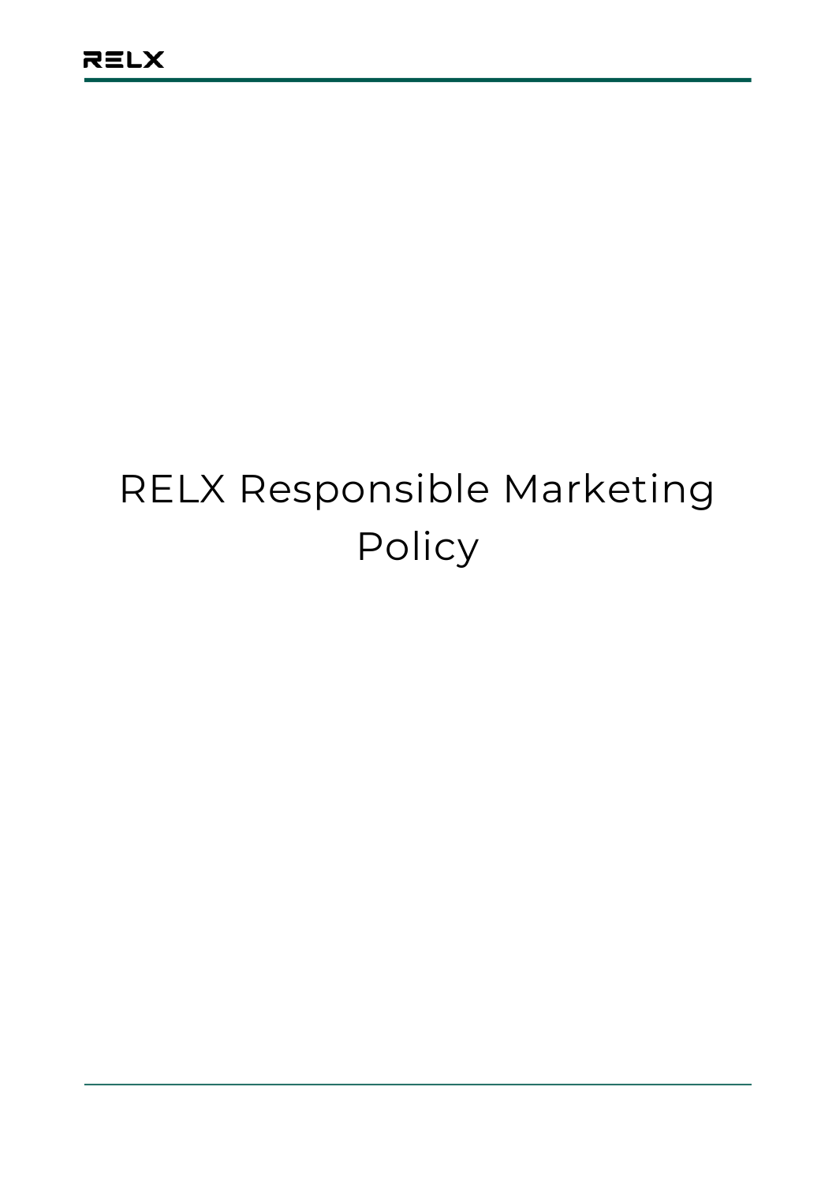# RELX Responsible Marketing Policy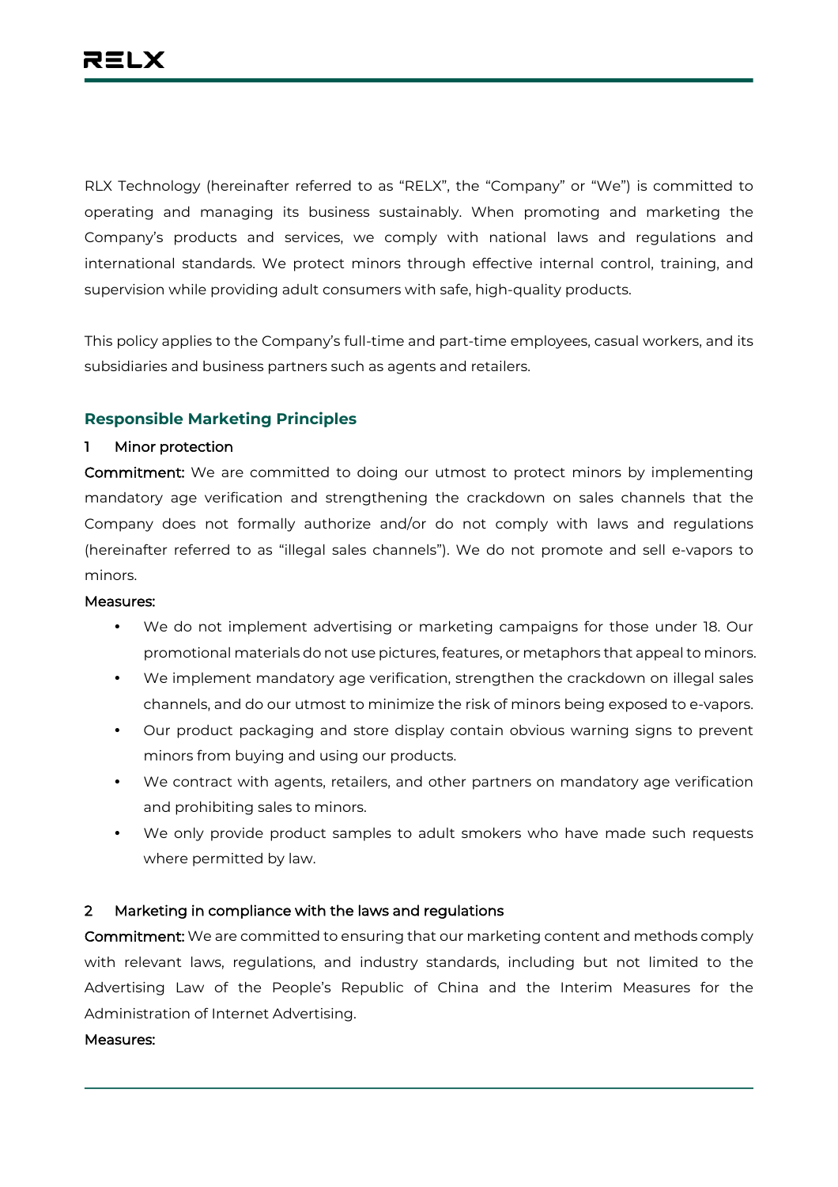RLX Technology (hereinafter referred to as "RELX", the "Company" or "We") is committed to operating and managing its business sustainably. When promoting and marketing the Company's products and services, we comply with national laws and regulations and international standards. We protect minors through effective internal control, training, and supervision while providing adult consumers with safe, high-quality products.

This policy applies to the Company's full-time and part-time employees, casual workers, and its subsidiaries and business partners such as agents and retailers.

## Responsible Marketing Principles

### 1 Minor protection

**Commitment:** We are committed to doing our utmost to protect minors by implementing mandatory age verification and strengthening the crackdown on sales channels that the Company does not formally authorize and/or do not comply with laws and regulations (hereinafter referred to as "illegal sales channels"). We do not promote and sell e-vapors to minors.

**Measures:**

- We do not implement advertising or marketing campaigns for those under 18. Our promotional materials do not use pictures, features, or metaphors that appeal to minors.
- We implement mandatory age verification, strengthen the crackdown on illegal sales channels, and do our utmost to minimize the risk of minors being exposed to e-vapors.
- Our product packaging and store display contain obvious warning signs to prevent minors from buying and using our products.
- We contract with agents, retailers, and other partners on mandatory age verification and prohibiting sales to minors.
- We only provide product samples to adult smokers who have made such requests where permitted by law.

### 2 Marketing in compliance with the laws and regulations

**Commitment:** We are committed to ensuring that our marketing content and methods comply with relevant laws, regulations, and industry standards, including but not limited to the Advertising Law of the People's Republic of China and the Interim Measures for the Administration of Internet Advertising.

**Measures:**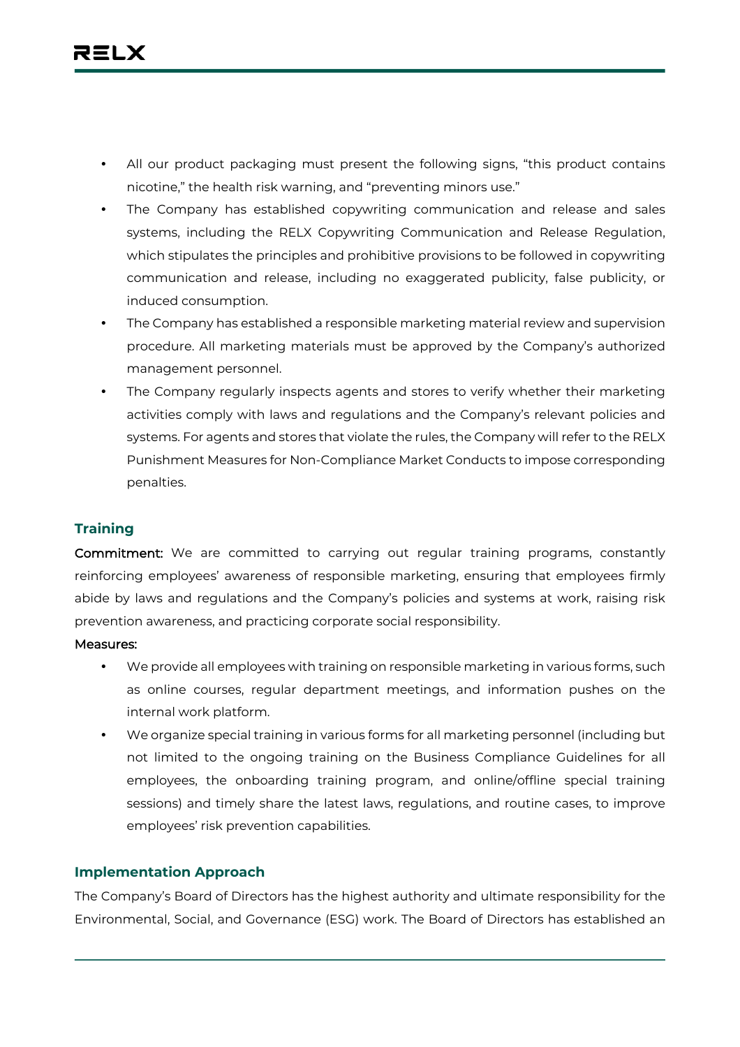- All our product packaging must present the following signs, "this product contains nicotine," the health risk warning, and "preventing minors use."
- The Company has established copywriting communication and release and sales systems, including the RELX Copywriting Communication and Release Regulation, which stipulates the principles and prohibitive provisions to be followed in copywriting communication and release, including no exaggerated publicity, false publicity, or induced consumption.
- The Company has established a responsible marketing material review and supervision procedure. All marketing materials must be approved by the Company's authorized management personnel.
- The Company regularly inspects agents and stores to verify whether their marketing activities comply with laws and regulations and the Company's relevant policies and systems. For agents and stores that violate the rules, the Company will refer to the RELX Punishment Measures for Non-Compliance Market Conducts to impose corresponding penalties.

### Training

**Commitment:** We are committed to carrying out regular training programs, constantly reinforcing employees' awareness of responsible marketing, ensuring that employees firmly abide by laws and regulations and the Company's policies and systems at work, raising risk prevention awareness, and practicing corporate social responsibility.

**Measures:**

- We provide all employees with training on responsible marketing in various forms, such as online courses, regular department meetings, and information pushes on the internal work platform.
- We organize special training in various forms for all marketing personnel (including but not limited to the ongoing training on the Business Compliance Guidelines for all employees, the onboarding training program, and online/offline special training sessions) and timely share the latest laws, regulations, and routine cases, to improve employees' risk prevention capabilities.

### Implementation Approach

The Company's Board of Directors has the highest authority and ultimate responsibility for the Environmental, Social, and Governance (ESG) work. The Board of Directors has established an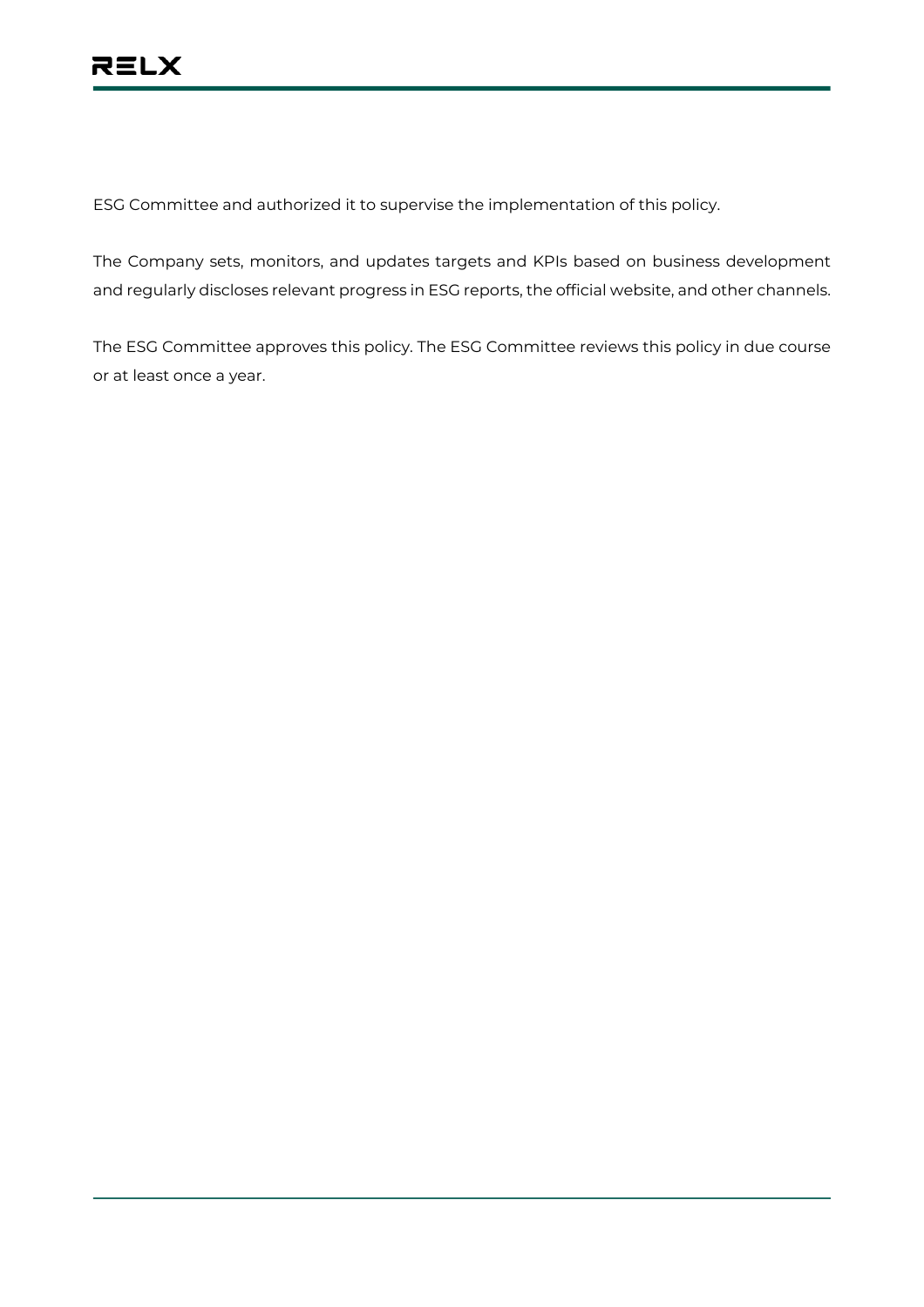ESG Committee and authorized it to supervise the implementation of this policy.

The Company sets, monitors, and updates targets and KPIs based on business development and regularly discloses relevant progress in ESG reports, the official website, and other channels.

The ESG Committee approves this policy. The ESG Committee reviews this policy in due course or at least once a year.